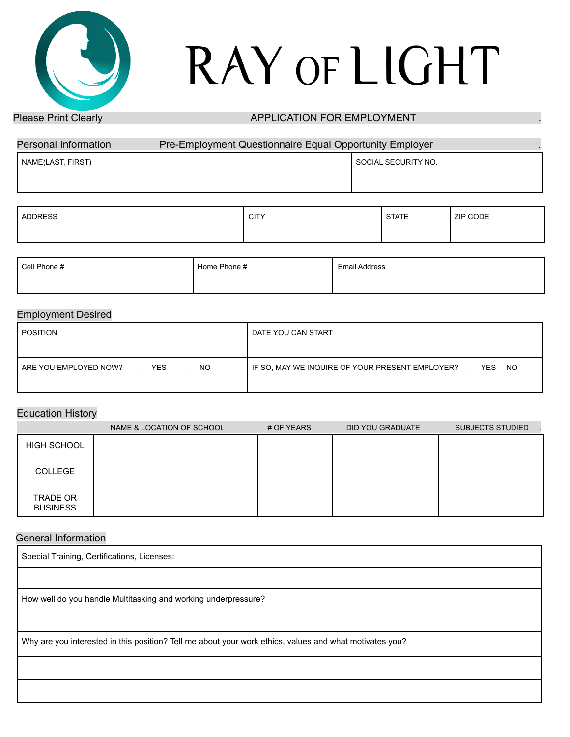# RAY OF LIGHT

Please Print Clearly — APPLICATION FOR EMPLOYMENT

## Personal Information — Pre-Employment Questionnaire Equal Opportunity Employer

| NAME(LAST, FIRST) | SOCIAL SECURITY NO. |
|---|---|
| | |

| ADDRESS | CITY | STATE | ZIP CODE |
|---|---|---|---|
| | | | |

| Cell Phone # | Home Phone # | Email Address |
|---|---|---|
| | | |

## Employment Desired

| POSITION | DATE YOU CAN START |
|---|---|
| ARE YOU EMPLOYED NOW? ____ YES ____ NO | IF SO, MAY WE INQUIRE OF YOUR PRESENT EMPLOYER? ____ YES __NO |

## Education History

| | NAME & LOCATION OF SCHOOL | # OF YEARS | DID YOU GRADUATE | SUBJECTS STUDIED |
|---|---|---|---|---|
| HIGH SCHOOL | | | | |
| COLLEGE | | | | |
| TRADE OR BUSINESS | | | | |

## General Information

Special Training, Certifications, Licenses:

How well do you handle Multitasking and working underpressure?

Why are you interested in this position? Tell me about your work ethics, values and what motivates you?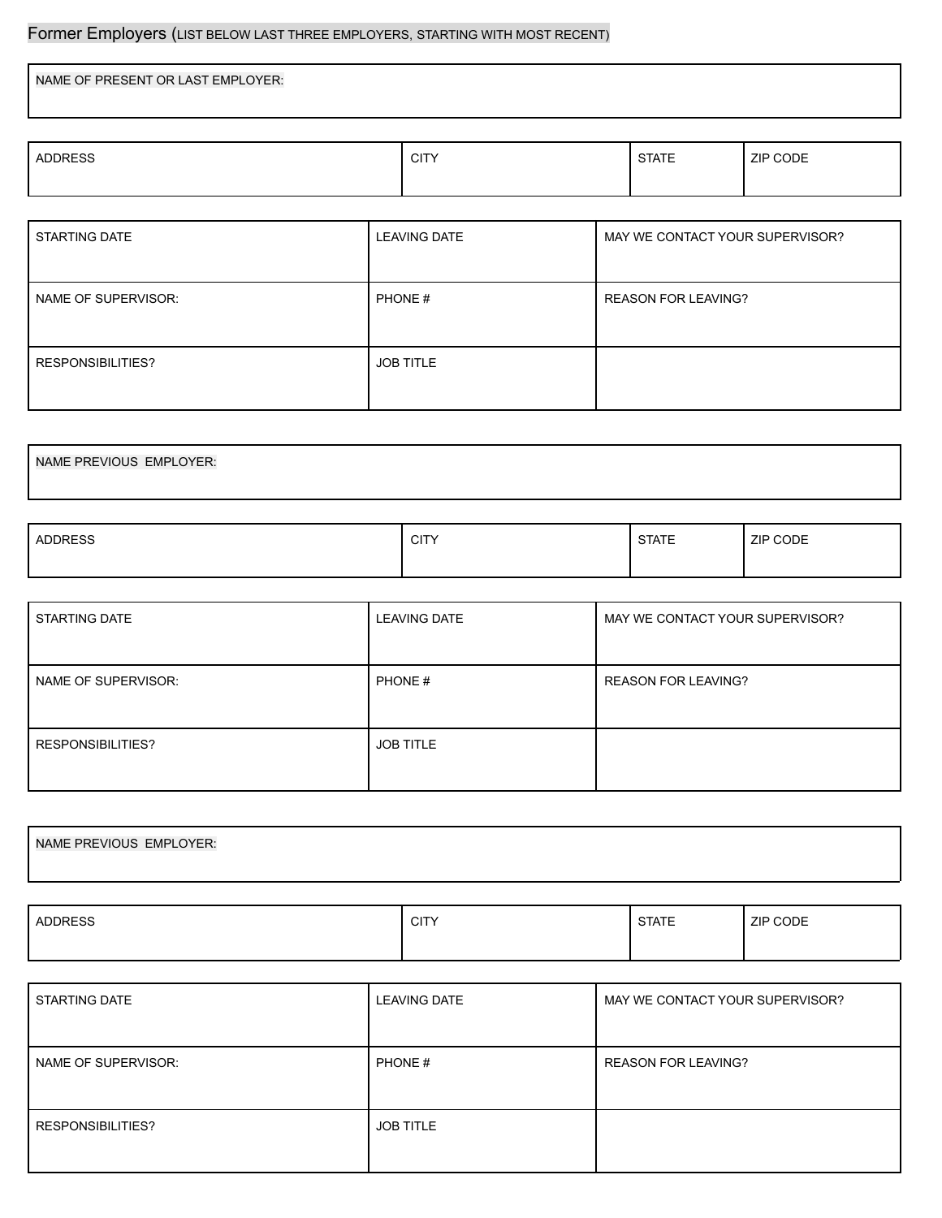Former Employers (LIST BELOW LAST THREE EMPLOYERS, STARTING WITH MOST RECENT)

| NAME OF PRESENT OR LAST EMPLOYER: |
|---|

| ADDRESS | CITY | STATE | ZIP CODE |
|---|---|---|---|

| STARTING DATE | LEAVING DATE | MAY WE CONTACT YOUR SUPERVISOR? |
|---|---|---|
| NAME OF SUPERVISOR: | PHONE # | REASON FOR LEAVING? |
| RESPONSIBILITIES? | JOB TITLE | |

| NAME PREVIOUS EMPLOYER: |
|---|

| ADDRESS | CITY | STATE | ZIP CODE |
|---|---|---|---|

| STARTING DATE | LEAVING DATE | MAY WE CONTACT YOUR SUPERVISOR? |
|---|---|---|
| NAME OF SUPERVISOR: | PHONE # | REASON FOR LEAVING? |
| RESPONSIBILITIES? | JOB TITLE | |

| NAME PREVIOUS EMPLOYER: |
|---|

| ADDRESS | CITY | STATE | ZIP CODE |
|---|---|---|---|

| STARTING DATE | LEAVING DATE | MAY WE CONTACT YOUR SUPERVISOR? |
|---|---|---|
| NAME OF SUPERVISOR: | PHONE # | REASON FOR LEAVING? |
| RESPONSIBILITIES? | JOB TITLE | |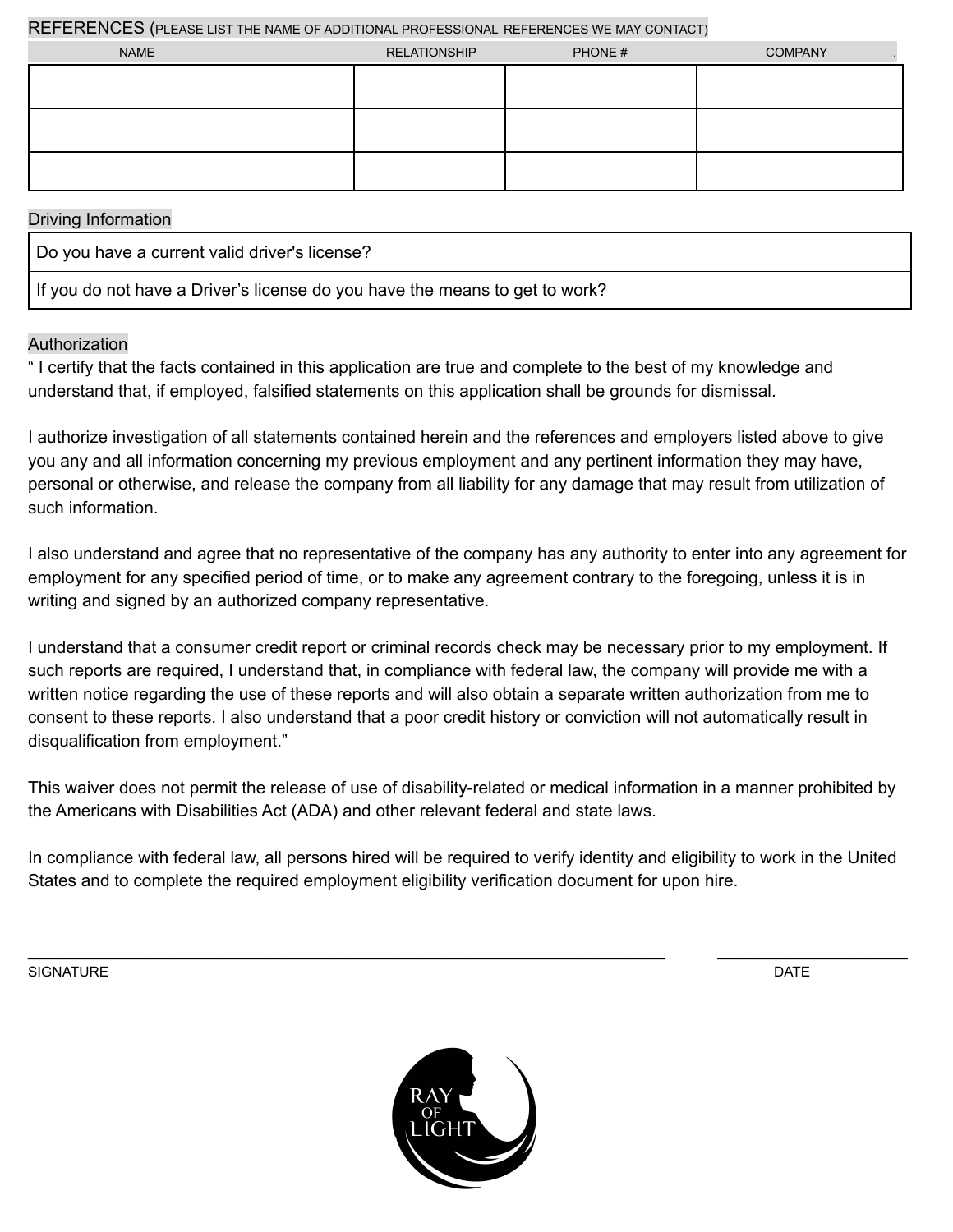## REFERENCES (PLEASE LIST THE NAME OF ADDITIONAL PROFESSIONAL REFERENCES WE MAY CONTACT)

| NAME | RELATIONSHIP | PHONE # | COMPANY |
|---|---|---|---|
| | | | |
| | | | |
| | | | |

## Driving Information

| Do you have a current valid driver's license? |
|---|
| If you do not have a Driver's license do you have the means to get to work? |

## Authorization

" I certify that the facts contained in this application are true and complete to the best of my knowledge and understand that, if employed, falsified statements on this application shall be grounds for dismissal.

I authorize investigation of all statements contained herein and the references and employers listed above to give you any and all information concerning my previous employment and any pertinent information they may have, personal or otherwise, and release the company from all liability for any damage that may result from utilization of such information.

I also understand and agree that no representative of the company has any authority to enter into any agreement for employment for any specified period of time, or to make any agreement contrary to the foregoing, unless it is in writing and signed by an authorized company representative.

I understand that a consumer credit report or criminal records check may be necessary prior to my employment. If such reports are required, I understand that, in compliance with federal law, the company will provide me with a written notice regarding the use of these reports and will also obtain a separate written authorization from me to consent to these reports. I also understand that a poor credit history or conviction will not automatically result in disqualification from employment."

This waiver does not permit the release of use of disability-related or medical information in a manner prohibited by the Americans with Disabilities Act (ADA) and other relevant federal and state laws.

In compliance with federal law, all persons hired will be required to verify identity and eligibility to work in the United States and to complete the required employment eligibility verification document for upon hire.

_______________________________________________ ____________________

SIGNATURE DATE

RAY OF LIGHT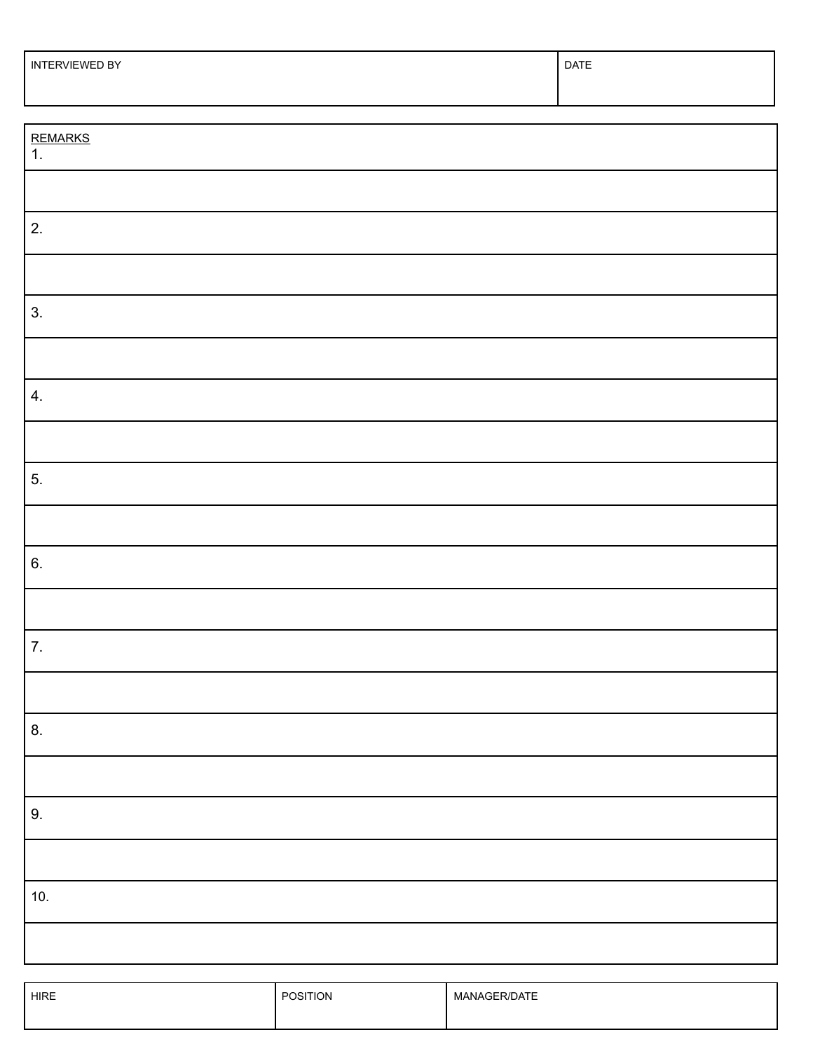| INTERVIEWED BY | DATE |
|---|---|
| | |

REMARKS

1.

2.

3.

4.

5.

6.

7.

8.

9.

10.

| HIRE | POSITION | MANAGER/DATE |
|---|---|---|
| | | |